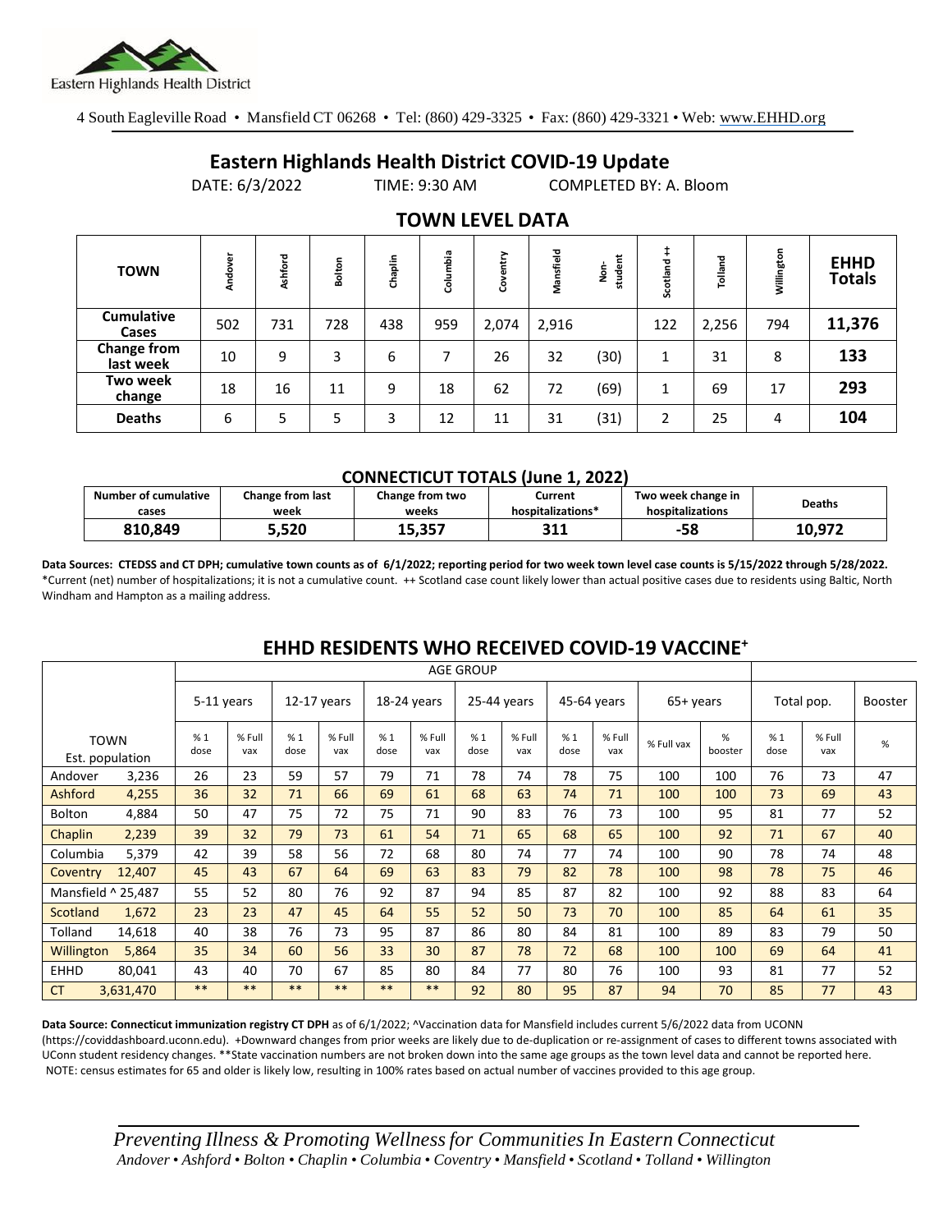Eastern Highlands Health District

4 South Eagleville Road • Mansfield CT 06268 • Tel: (860) 429-3325 • Fax: (860) 429-3321 • Web: www.EHHD.org

# Eastern Highlands Health District COVID-19 Update

DATE: 6/3/2022 TIME: 9:30 AM COMPLETED BY: A. Bloom

## TOWN LEVEL DATA

| TOWN | Andover | Ashford | Bolton | Chaplin | Columbia | Coventry | Mansfield | Non-student | Scotland ++ | Tolland | Willington | EHHD Totals |
|---|---|---|---|---|---|---|---|---|---|---|---|---|
| Cumulative Cases | 502 | 731 | 728 | 438 | 959 | 2,074 | 2,916 | | 122 | 2,256 | 794 | 11,376 |
| Change from last week | 10 | 9 | 3 | 6 | 7 | 26 | 32 | (30) | 1 | 31 | 8 | 133 |
| Two week change | 18 | 16 | 11 | 9 | 18 | 62 | 72 | (69) | 1 | 69 | 17 | 293 |
| Deaths | 6 | 5 | 5 | 3 | 12 | 11 | 31 | (31) | 2 | 25 | 4 | 104 |

### CONNECTICUT TOTALS (June 1, 2022)

| Number of cumulative cases | Change from last week | Change from two weeks | Current hospitalizations* | Two week change in hospitalizations | Deaths |
|---|---|---|---|---|---|
| 810,849 | 5,520 | 15,357 | 311 | -58 | 10,972 |

**Data Sources: CTEDSS and CT DPH; cumulative town counts as of 6/1/2022; reporting period for two week town level case counts is 5/15/2022 through 5/28/2022.** *Current (net) number of hospitalizations; it is not a cumulative count. ++ Scotland case count likely lower than actual positive cases due to residents using Baltic, North Windham and Hampton as a mailing address.

## EHHD RESIDENTS WHO RECEIVED COVID-19 VACCINE+

| | | AGE GROUP | | | | | | | | | | | | | | |
|---|---|---|---|---|---|---|---|---|---|---|---|---|---|---|---|---|
| | | 5-11 years | | 12-17 years | | 18-24 years | | 25-44 years | | 45-64 years | | 65+ years | | Total pop. | | Booster |
| TOWN | Est. population | % 1 dose | % Full vax | % 1 dose | % Full vax | % 1 dose | % Full vax | % 1 dose | % Full vax | % 1 dose | % Full vax | % Full vax | % booster | % 1 dose | % Full vax | % |
| Andover | 3,236 | 26 | 23 | 59 | 57 | 79 | 71 | 78 | 74 | 78 | 75 | 100 | 100 | 76 | 73 | 47 |
| Ashford | 4,255 | 36 | 32 | 71 | 66 | 69 | 61 | 68 | 63 | 74 | 71 | 100 | 100 | 73 | 69 | 43 |
| Bolton | 4,884 | 50 | 47 | 75 | 72 | 75 | 71 | 90 | 83 | 76 | 73 | 100 | 95 | 81 | 77 | 52 |
| Chaplin | 2,239 | 39 | 32 | 79 | 73 | 61 | 54 | 71 | 65 | 68 | 65 | 100 | 92 | 71 | 67 | 40 |
| Columbia | 5,379 | 42 | 39 | 58 | 56 | 72 | 68 | 80 | 74 | 77 | 74 | 100 | 90 | 78 | 74 | 48 |
| Coventry | 12,407 | 45 | 43 | 67 | 64 | 69 | 63 | 83 | 79 | 82 | 78 | 100 | 98 | 78 | 75 | 46 |
| Mansfield ^ | 25,487 | 55 | 52 | 80 | 76 | 92 | 87 | 94 | 85 | 87 | 82 | 100 | 92 | 88 | 83 | 64 |
| Scotland | 1,672 | 23 | 23 | 47 | 45 | 64 | 55 | 52 | 50 | 73 | 70 | 100 | 85 | 64 | 61 | 35 |
| Tolland | 14,618 | 40 | 38 | 76 | 73 | 95 | 87 | 86 | 80 | 84 | 81 | 100 | 89 | 83 | 79 | 50 |
| Willington | 5,864 | 35 | 34 | 60 | 56 | 33 | 30 | 87 | 78 | 72 | 68 | 100 | 100 | 69 | 64 | 41 |
| EHHD | 80,041 | 43 | 40 | 70 | 67 | 85 | 80 | 84 | 77 | 80 | 76 | 100 | 93 | 81 | 77 | 52 |
| CT | 3,631,470 | ** | ** | ** | ** | ** | ** | 92 | 80 | 95 | 87 | 94 | 70 | 85 | 77 | 43 |

**Data Source: Connecticut immunization registry CT DPH** as of 6/1/2022; ^Vaccination data for Mansfield includes current 5/6/2022 data from UCONN (https://coviddashboard.uconn.edu). +Downward changes from prior weeks are likely due to de-duplication or re-assignment of cases to different towns associated with UConn student residency changes. **State vaccination numbers are not broken down into the same age groups as the town level data and cannot be reported here. NOTE: census estimates for 65 and older is likely low, resulting in 100% rates based on actual number of vaccines provided to this age group.

*Preventing Illness & Promoting Wellness for Communities In Eastern Connecticut*
*Andover • Ashford • Bolton • Chaplin • Columbia • Coventry • Mansfield • Scotland • Tolland • Willington*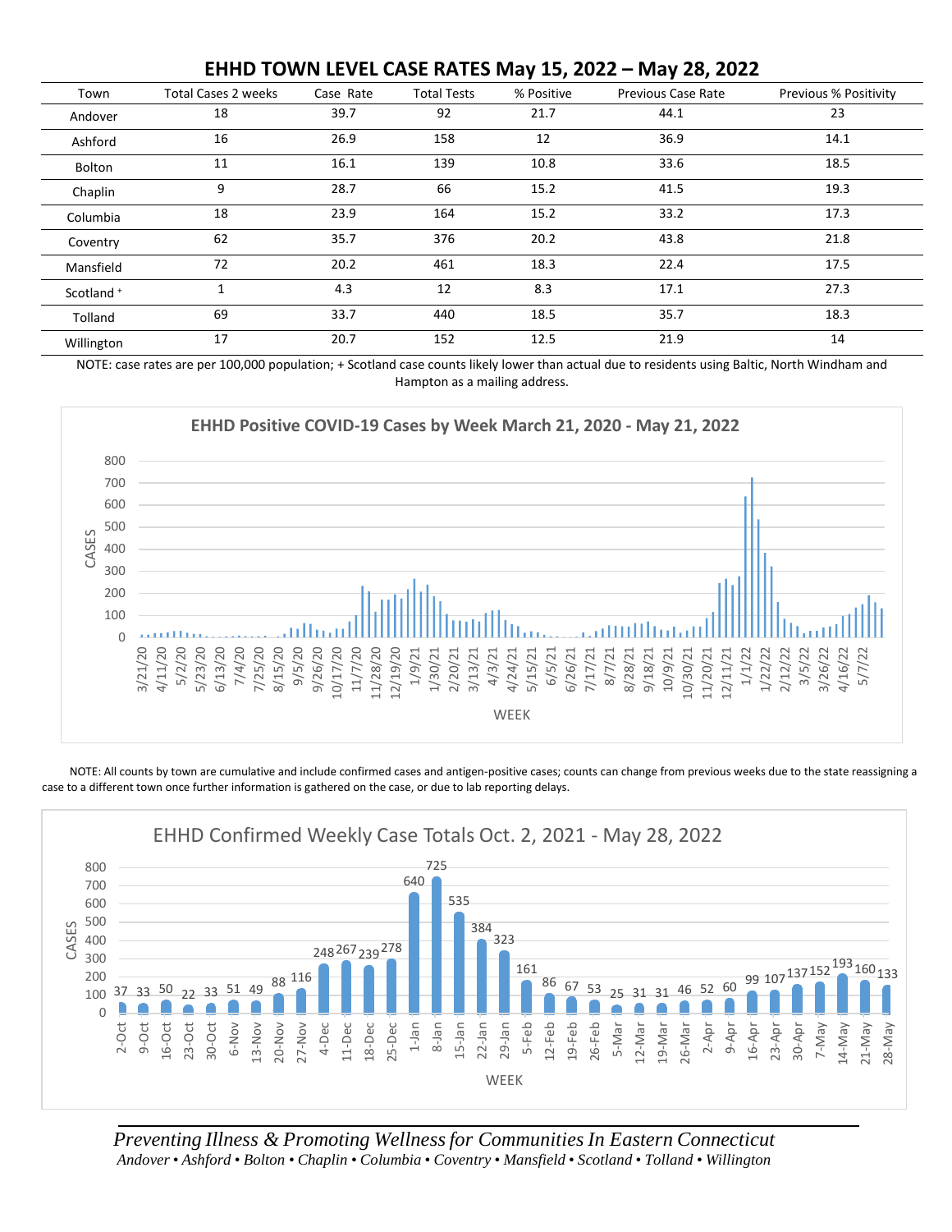## EHHD TOWN LEVEL CASE RATES May 15, 2022 – May 28, 2022

| Town | Total Cases 2 weeks | Case Rate | Total Tests | % Positive | Previous Case Rate | Previous % Positivity |
|---|---|---|---|---|---|---|
| Andover | 18 | 39.7 | 92 | 21.7 | 44.1 | 23 |
| Ashford | 16 | 26.9 | 158 | 12 | 36.9 | 14.1 |
| Bolton | 11 | 16.1 | 139 | 10.8 | 33.6 | 18.5 |
| Chaplin | 9 | 28.7 | 66 | 15.2 | 41.5 | 19.3 |
| Columbia | 18 | 23.9 | 164 | 15.2 | 33.2 | 17.3 |
| Coventry | 62 | 35.7 | 376 | 20.2 | 43.8 | 21.8 |
| Mansfield | 72 | 20.2 | 461 | 18.3 | 22.4 | 17.5 |
| Scotland + | 1 | 4.3 | 12 | 8.3 | 17.1 | 27.3 |
| Tolland | 69 | 33.7 | 440 | 18.5 | 35.7 | 18.3 |
| Willington | 17 | 20.7 | 152 | 12.5 | 21.9 | 14 |

NOTE: case rates are per 100,000 population; + Scotland case counts likely lower than actual due to residents using Baltic, North Windham and Hampton as a mailing address.

EHHD Positive COVID-19 Cases by Week March 21, 2020 - May 21, 2022

CASES

0
100
200
300
400
500
600
700
800

3/21/20 4/11/20 5/2/20 5/23/20 6/13/20 7/4/20 7/25/20 8/15/20 9/5/20 9/26/20 10/17/20 11/7/20 11/28/20 12/19/20 1/9/21 1/30/21 2/20/21 3/13/21 4/3/21 4/24/21 5/15/21 6/5/21 6/26/21 7/17/21 8/7/21 8/28/21 9/18/21 10/9/21 10/30/21 11/20/21 12/11/21 1/1/22 1/22/22 2/12/22 3/5/22 3/26/22 4/16/22 5/7/22

WEEK

NOTE: All counts by town are cumulative and include confirmed cases and antigen-positive cases; counts can change from previous weeks due to the state reassigning a case to a different town once further information is gathered on the case, or due to lab reporting delays.

EHHD Confirmed Weekly Case Totals Oct. 2, 2021 - May 28, 2022

CASES

0
100
200
300
400
500
600
700
800

37 33 50 22 33 51 49 88 116 248 267 239 278 640 725 535 384 323 161 86 67 53 25 31 31 46 52 60 99 107 137 152 193 160 133

2-Oct 9-Oct 16-Oct 23-Oct 30-Oct 6-Nov 13-Nov 20-Nov 27-Nov 4-Dec 11-Dec 18-Dec 25-Dec 1-Jan 8-Jan 15-Jan 22-Jan 29-Jan 5-Feb 12-Feb 19-Feb 26-Feb 5-Mar 12-Mar 19-Mar 26-Mar 2-Apr 9-Apr 16-Apr 23-Apr 30-Apr 7-May 14-May 21-May 28-May

WEEK

*Preventing Illness & Promoting Wellness for Communities In Eastern Connecticut*

*Andover • Ashford • Bolton • Chaplin • Columbia • Coventry • Mansfield • Scotland • Tolland • Willington*